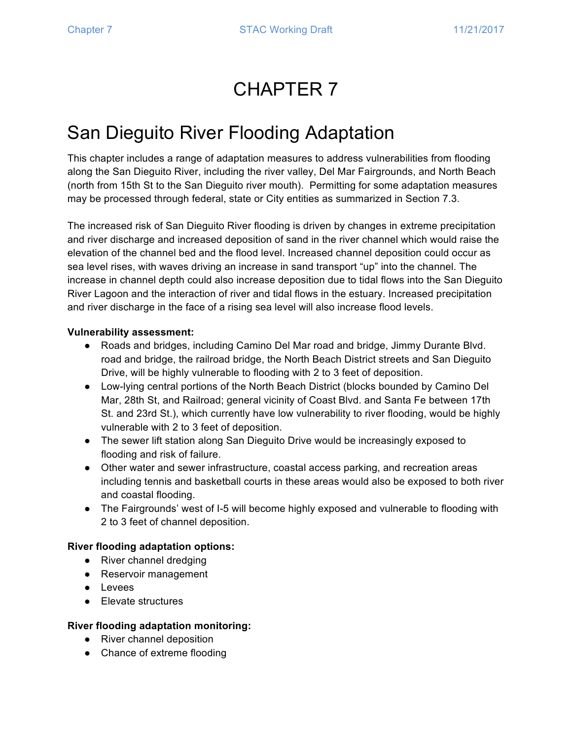# CHAPTER 7

## San Dieguito River Flooding Adaptation

This chapter includes a range of adaptation measures to address vulnerabilities from flooding along the San Dieguito River, including the river valley, Del Mar Fairgrounds, and North Beach (north from 15th St to the San Dieguito river mouth). Permitting for some adaptation measures may be processed through federal, state or City entities as summarized in Section 7.3.

The increased risk of San Dieguito River flooding is driven by changes in extreme precipitation and river discharge and increased deposition of sand in the river channel which would raise the elevation of the channel bed and the flood level. Increased channel deposition could occur as sea level rises, with waves driving an increase in sand transport "up" into the channel. The increase in channel depth could also increase deposition due to tidal flows into the San Dieguito River Lagoon and the interaction of river and tidal flows in the estuary. Increased precipitation and river discharge in the face of a rising sea level will also increase flood levels.

**Vulnerability assessment:**

- Roads and bridges, including Camino Del Mar road and bridge, Jimmy Durante Blvd. road and bridge, the railroad bridge, the North Beach District streets and San Dieguito Drive, will be highly vulnerable to flooding with 2 to 3 feet of deposition.
- Low-lying central portions of the North Beach District (blocks bounded by Camino Del Mar, 28th St, and Railroad; general vicinity of Coast Blvd. and Santa Fe between 17th St. and 23rd St.), which currently have low vulnerability to river flooding, would be highly vulnerable with 2 to 3 feet of deposition.
- The sewer lift station along San Dieguito Drive would be increasingly exposed to flooding and risk of failure.
- Other water and sewer infrastructure, coastal access parking, and recreation areas including tennis and basketball courts in these areas would also be exposed to both river and coastal flooding.
- The Fairgrounds' west of I-5 will become highly exposed and vulnerable to flooding with 2 to 3 feet of channel deposition.

**River flooding adaptation options:**

- River channel dredging
- Reservoir management
- Levees
- Elevate structures

**River flooding adaptation monitoring:**

- River channel deposition
- Chance of extreme flooding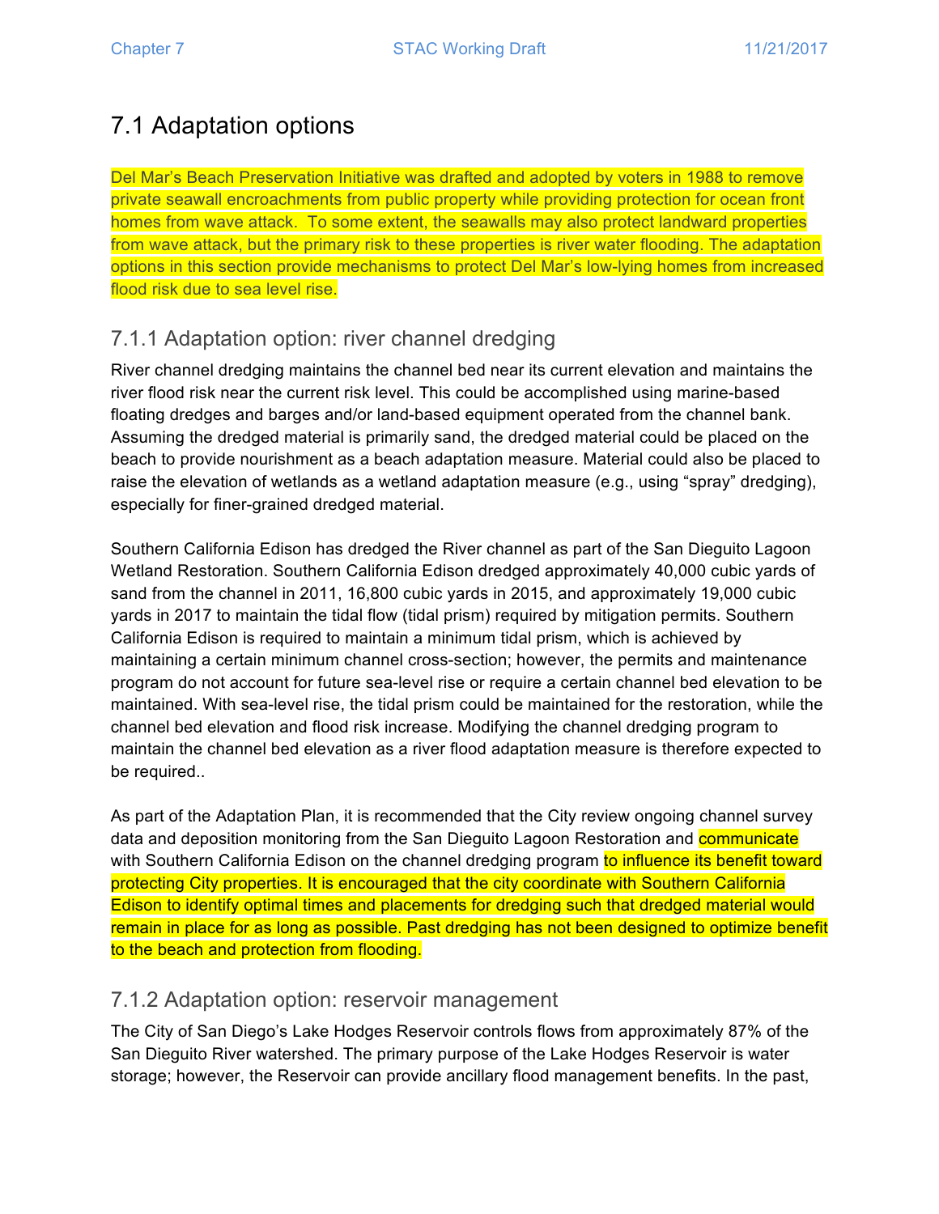# 7.1 Adaptation options

Del Mar's Beach Preservation Initiative was drafted and adopted by voters in 1988 to remove private seawall encroachments from public property while providing protection for ocean front homes from wave attack. To some extent, the seawalls may also protect landward properties from wave attack, but the primary risk to these properties is river water flooding. The adaptation options in this section provide mechanisms to protect Del Mar's low-lying homes from increased flood risk due to sea level rise.

## 7.1.1 Adaptation option: river channel dredging

River channel dredging maintains the channel bed near its current elevation and maintains the river flood risk near the current risk level. This could be accomplished using marine-based floating dredges and barges and/or land-based equipment operated from the channel bank. Assuming the dredged material is primarily sand, the dredged material could be placed on the beach to provide nourishment as a beach adaptation measure. Material could also be placed to raise the elevation of wetlands as a wetland adaptation measure (e.g., using "spray" dredging), especially for finer-grained dredged material.

Southern California Edison has dredged the River channel as part of the San Dieguito Lagoon Wetland Restoration. Southern California Edison dredged approximately 40,000 cubic yards of sand from the channel in 2011, 16,800 cubic yards in 2015, and approximately 19,000 cubic yards in 2017 to maintain the tidal flow (tidal prism) required by mitigation permits. Southern California Edison is required to maintain a minimum tidal prism, which is achieved by maintaining a certain minimum channel cross-section; however, the permits and maintenance program do not account for future sea-level rise or require a certain channel bed elevation to be maintained. With sea-level rise, the tidal prism could be maintained for the restoration, while the channel bed elevation and flood risk increase. Modifying the channel dredging program to maintain the channel bed elevation as a river flood adaptation measure is therefore expected to be required..

As part of the Adaptation Plan, it is recommended that the City review ongoing channel survey data and deposition monitoring from the San Dieguito Lagoon Restoration and communicate with Southern California Edison on the channel dredging program to influence its benefit toward protecting City properties. It is encouraged that the city coordinate with Southern California Edison to identify optimal times and placements for dredging such that dredged material would remain in place for as long as possible. Past dredging has not been designed to optimize benefit to the beach and protection from flooding.

## 7.1.2 Adaptation option: reservoir management

The City of San Diego's Lake Hodges Reservoir controls flows from approximately 87% of the San Dieguito River watershed. The primary purpose of the Lake Hodges Reservoir is water storage; however, the Reservoir can provide ancillary flood management benefits. In the past,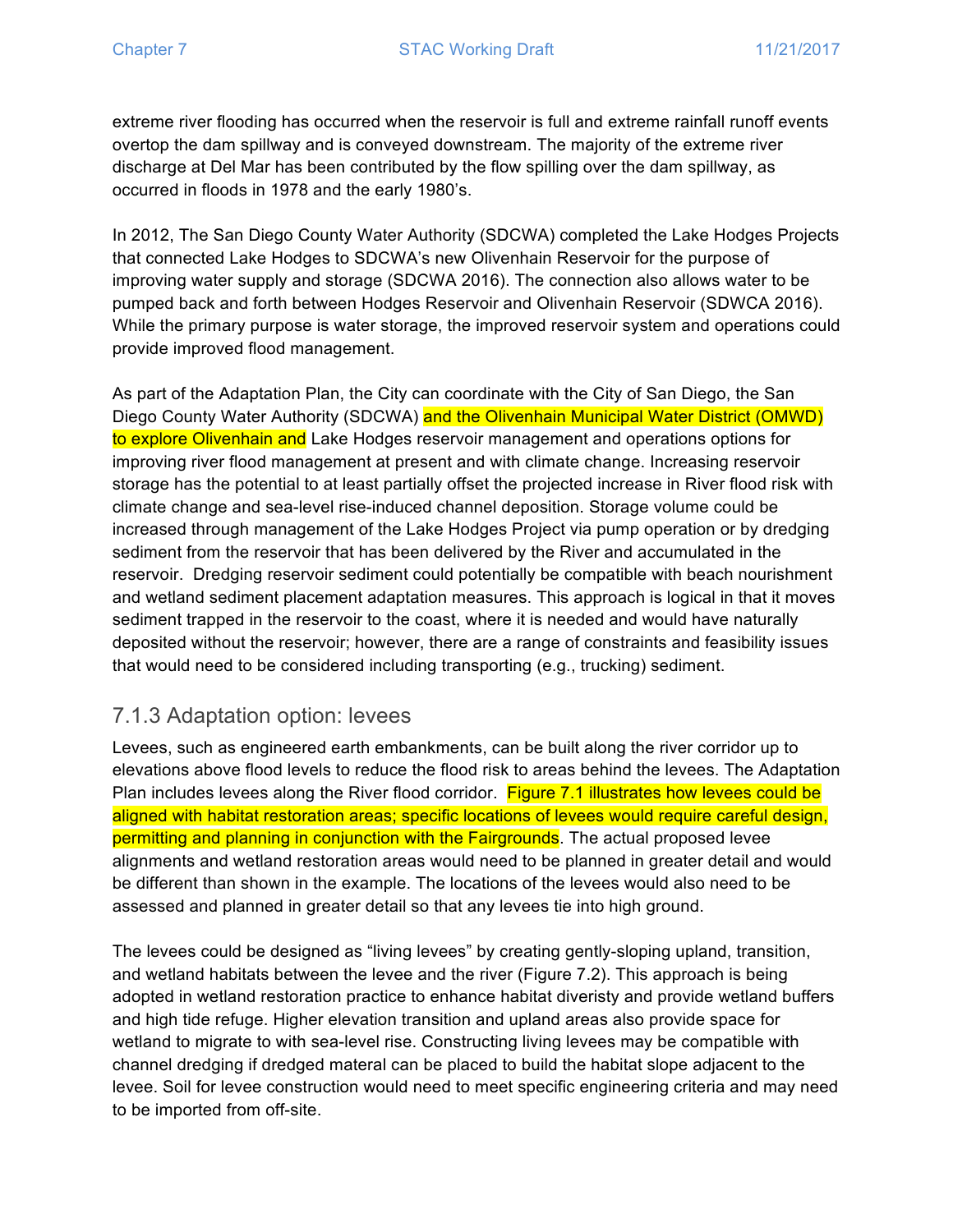extreme river flooding has occurred when the reservoir is full and extreme rainfall runoff events overtop the dam spillway and is conveyed downstream. The majority of the extreme river discharge at Del Mar has been contributed by the flow spilling over the dam spillway, as occurred in floods in 1978 and the early 1980's.

In 2012, The San Diego County Water Authority (SDCWA) completed the Lake Hodges Projects that connected Lake Hodges to SDCWA's new Olivenhain Reservoir for the purpose of improving water supply and storage (SDCWA 2016). The connection also allows water to be pumped back and forth between Hodges Reservoir and Olivenhain Reservoir (SDWCA 2016). While the primary purpose is water storage, the improved reservoir system and operations could provide improved flood management.

As part of the Adaptation Plan, the City can coordinate with the City of San Diego, the San Diego County Water Authority (SDCWA) and the Olivenhain Municipal Water District (OMWD) to explore Olivenhain and Lake Hodges reservoir management and operations options for improving river flood management at present and with climate change. Increasing reservoir storage has the potential to at least partially offset the projected increase in River flood risk with climate change and sea-level rise-induced channel deposition. Storage volume could be increased through management of the Lake Hodges Project via pump operation or by dredging sediment from the reservoir that has been delivered by the River and accumulated in the reservoir. Dredging reservoir sediment could potentially be compatible with beach nourishment and wetland sediment placement adaptation measures. This approach is logical in that it moves sediment trapped in the reservoir to the coast, where it is needed and would have naturally deposited without the reservoir; however, there are a range of constraints and feasibility issues that would need to be considered including transporting (e.g., trucking) sediment.

### 7.1.3 Adaptation option: levees

Levees, such as engineered earth embankments, can be built along the river corridor up to elevations above flood levels to reduce the flood risk to areas behind the levees. The Adaptation Plan includes levees along the River flood corridor. Figure 7.1 illustrates how levees could be aligned with habitat restoration areas; specific locations of levees would require careful design, permitting and planning in conjunction with the Fairgrounds. The actual proposed levee alignments and wetland restoration areas would need to be planned in greater detail and would be different than shown in the example. The locations of the levees would also need to be assessed and planned in greater detail so that any levees tie into high ground.

The levees could be designed as "living levees" by creating gently-sloping upland, transition, and wetland habitats between the levee and the river (Figure 7.2). This approach is being adopted in wetland restoration practice to enhance habitat diveristy and provide wetland buffers and high tide refuge. Higher elevation transition and upland areas also provide space for wetland to migrate to with sea-level rise. Constructing living levees may be compatible with channel dredging if dredged materal can be placed to build the habitat slope adjacent to the levee. Soil for levee construction would need to meet specific engineering criteria and may need to be imported from off-site.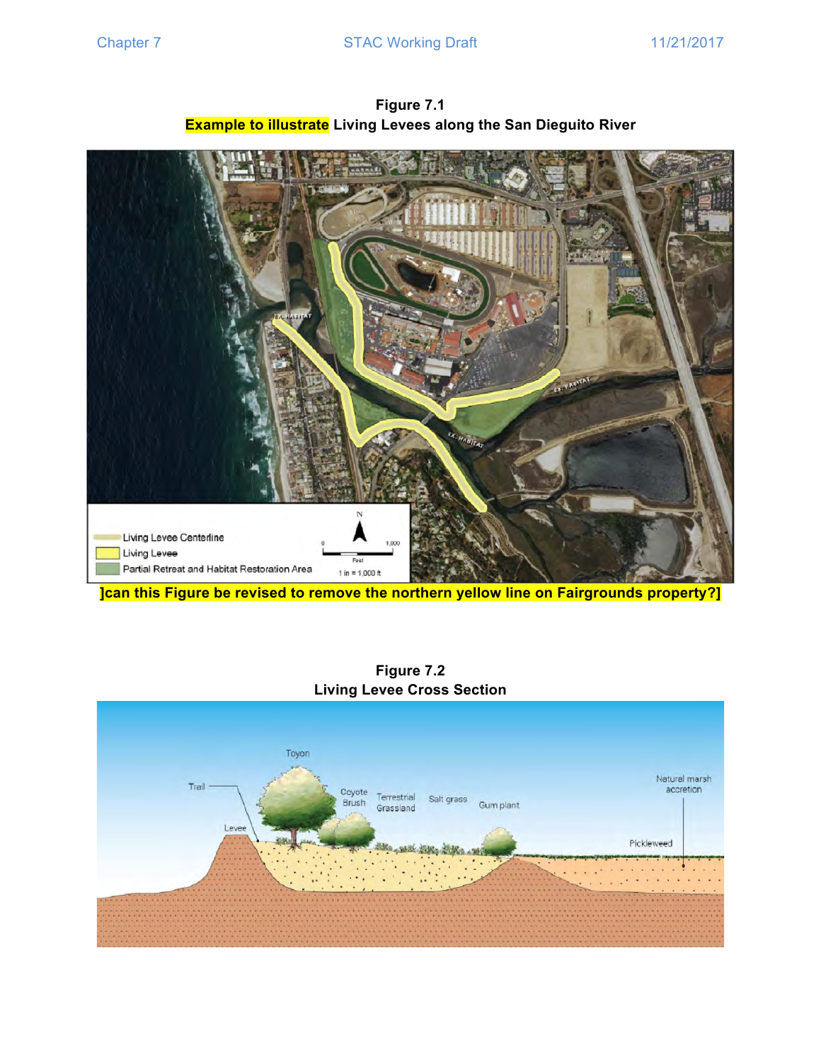**Figure 7.1**
**Example to illustrate Living Levees along the San Dieguito River**

]can this Figure be revised to remove the northern yellow line on Fairgrounds property?]

**Figure 7.2**
**Living Levee Cross Section**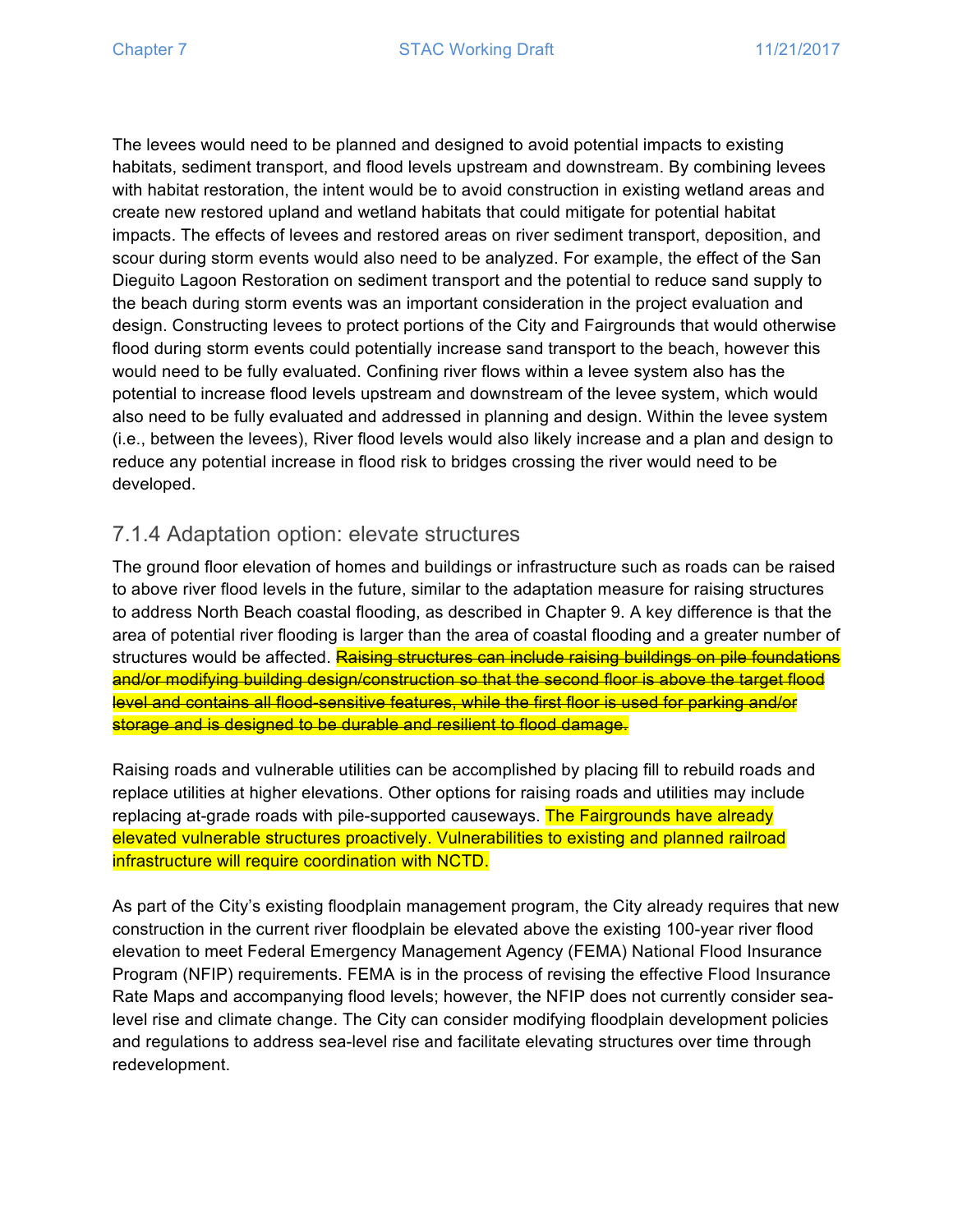The levees would need to be planned and designed to avoid potential impacts to existing habitats, sediment transport, and flood levels upstream and downstream. By combining levees with habitat restoration, the intent would be to avoid construction in existing wetland areas and create new restored upland and wetland habitats that could mitigate for potential habitat impacts. The effects of levees and restored areas on river sediment transport, deposition, and scour during storm events would also need to be analyzed. For example, the effect of the San Dieguito Lagoon Restoration on sediment transport and the potential to reduce sand supply to the beach during storm events was an important consideration in the project evaluation and design. Constructing levees to protect portions of the City and Fairgrounds that would otherwise flood during storm events could potentially increase sand transport to the beach, however this would need to be fully evaluated. Confining river flows within a levee system also has the potential to increase flood levels upstream and downstream of the levee system, which would also need to be fully evaluated and addressed in planning and design. Within the levee system (i.e., between the levees), River flood levels would also likely increase and a plan and design to reduce any potential increase in flood risk to bridges crossing the river would need to be developed.

### 7.1.4 Adaptation option: elevate structures

The ground floor elevation of homes and buildings or infrastructure such as roads can be raised to above river flood levels in the future, similar to the adaptation measure for raising structures to address North Beach coastal flooding, as described in Chapter 9. A key difference is that the area of potential river flooding is larger than the area of coastal flooding and a greater number of structures would be affected. ~~Raising structures can include raising buildings on pile foundations and/or modifying building design/construction so that the second floor is above the target flood level and contains all flood-sensitive features, while the first floor is used for parking and/or storage and is designed to be durable and resilient to flood damage.~~

Raising roads and vulnerable utilities can be accomplished by placing fill to rebuild roads and replace utilities at higher elevations. Other options for raising roads and utilities may include replacing at-grade roads with pile-supported causeways. The Fairgrounds have already elevated vulnerable structures proactively. Vulnerabilities to existing and planned railroad infrastructure will require coordination with NCTD.

As part of the City's existing floodplain management program, the City already requires that new construction in the current river floodplain be elevated above the existing 100-year river flood elevation to meet Federal Emergency Management Agency (FEMA) National Flood Insurance Program (NFIP) requirements. FEMA is in the process of revising the effective Flood Insurance Rate Maps and accompanying flood levels; however, the NFIP does not currently consider sea-level rise and climate change. The City can consider modifying floodplain development policies and regulations to address sea-level rise and facilitate elevating structures over time through redevelopment.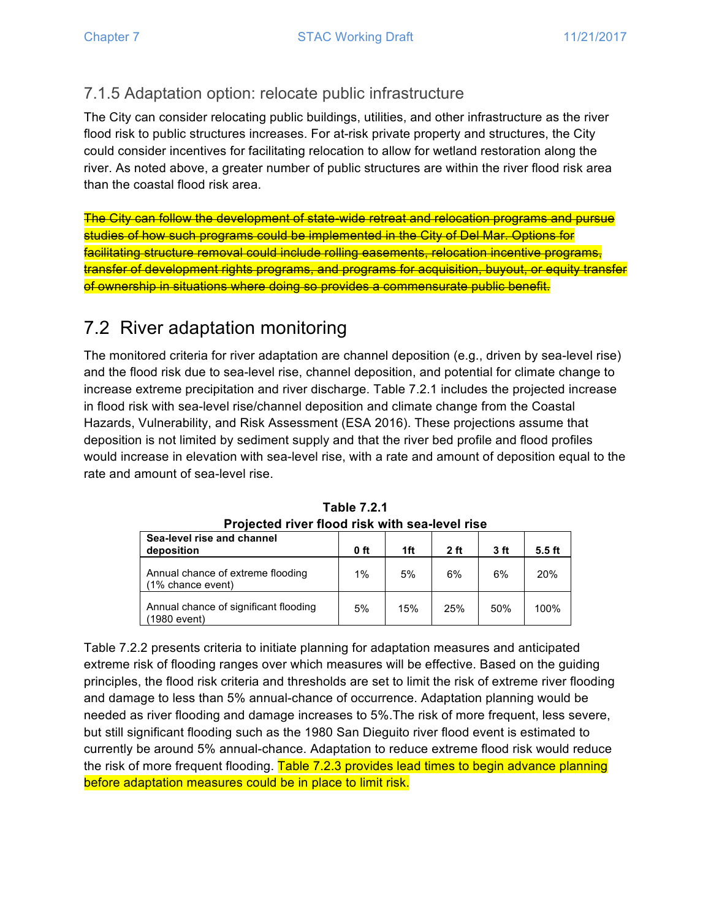### 7.1.5 Adaptation option: relocate public infrastructure

The City can consider relocating public buildings, utilities, and other infrastructure as the river flood risk to public structures increases. For at-risk private property and structures, the City could consider incentives for facilitating relocation to allow for wetland restoration along the river. As noted above, a greater number of public structures are within the river flood risk area than the coastal flood risk area.

~~The City can follow the development of state-wide retreat and relocation programs and pursue studies of how such programs could be implemented in the City of Del Mar. Options for facilitating structure removal could include rolling easements, relocation incentive programs, transfer of development rights programs, and programs for acquisition, buyout, or equity transfer of ownership in situations where doing so provides a commensurate public benefit.~~

## 7.2 River adaptation monitoring

The monitored criteria for river adaptation are channel deposition (e.g., driven by sea-level rise) and the flood risk due to sea-level rise, channel deposition, and potential for climate change to increase extreme precipitation and river discharge. Table 7.2.1 includes the projected increase in flood risk with sea-level rise/channel deposition and climate change from the Coastal Hazards, Vulnerability, and Risk Assessment (ESA 2016). These projections assume that deposition is not limited by sediment supply and that the river bed profile and flood profiles would increase in elevation with sea-level rise, with a rate and amount of deposition equal to the rate and amount of sea-level rise.

**Table 7.2.1**
**Projected river flood risk with sea-level rise**

| Sea-level rise and channel deposition | 0 ft | 1ft | 2 ft | 3 ft | 5.5 ft |
|---|---|---|---|---|---|
| Annual chance of extreme flooding (1% chance event) | 1% | 5% | 6% | 6% | 20% |
| Annual chance of significant flooding (1980 event) | 5% | 15% | 25% | 50% | 100% |

Table 7.2.2 presents criteria to initiate planning for adaptation measures and anticipated extreme risk of flooding ranges over which measures will be effective. Based on the guiding principles, the flood risk criteria and thresholds are set to limit the risk of extreme river flooding and damage to less than 5% annual-chance of occurrence. Adaptation planning would be needed as river flooding and damage increases to 5%.The risk of more frequent, less severe, but still significant flooding such as the 1980 San Dieguito river flood event is estimated to currently be around 5% annual-chance. Adaptation to reduce extreme flood risk would reduce the risk of more frequent flooding. Table 7.2.3 provides lead times to begin advance planning before adaptation measures could be in place to limit risk.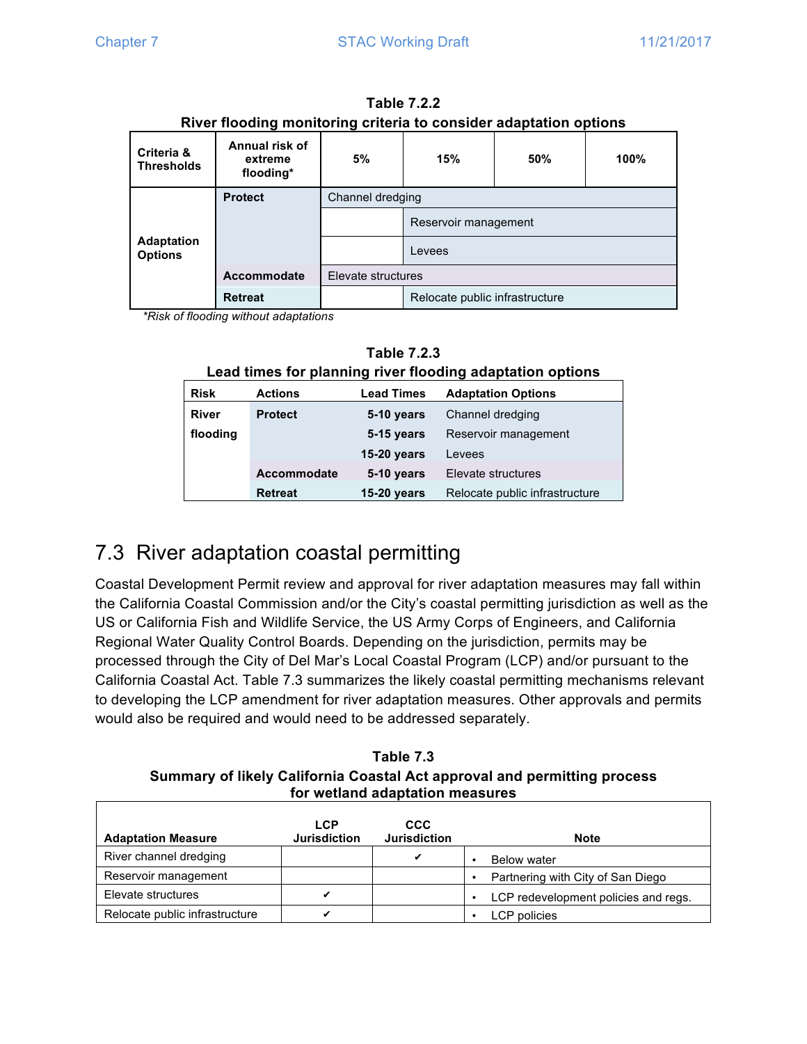**Table 7.2.2**
**River flooding monitoring criteria to consider adaptation options**

| Criteria & Thresholds | Annual risk of extreme flooding* | 5% | 15% | 50% | 100% |
|---|---|---|---|---|---|
| Adaptation Options | **Protect** | Channel dredging | Channel dredging | Channel dredging | Channel dredging |
| | | | Reservoir management | Reservoir management | Reservoir management |
| | | | Levees | Levees | Levees |
| | **Accommodate** | Elevate structures | Elevate structures | Elevate structures | Elevate structures |
| | **Retreat** | | Relocate public infrastructure | Relocate public infrastructure | Relocate public infrastructure |

*Risk of flooding without adaptations*

**Table 7.2.3**
**Lead times for planning river flooding adaptation options**

| Risk | Actions | Lead Times | Adaptation Options |
|---|---|---|---|
| **River flooding** | **Protect** | **5-10 years** | Channel dredging |
| | | **5-15 years** | Reservoir management |
| | | **15-20 years** | Levees |
| | **Accommodate** | **5-10 years** | Elevate structures |
| | **Retreat** | **15-20 years** | Relocate public infrastructure |

## 7.3 River adaptation coastal permitting

Coastal Development Permit review and approval for river adaptation measures may fall within the California Coastal Commission and/or the City's coastal permitting jurisdiction as well as the US or California Fish and Wildlife Service, the US Army Corps of Engineers, and California Regional Water Quality Control Boards. Depending on the jurisdiction, permits may be processed through the City of Del Mar's Local Coastal Program (LCP) and/or pursuant to the California Coastal Act. Table 7.3 summarizes the likely coastal permitting mechanisms relevant to developing the LCP amendment for river adaptation measures. Other approvals and permits would also be required and would need to be addressed separately.

**Table 7.3**
**Summary of likely California Coastal Act approval and permitting process for wetland adaptation measures**

| Adaptation Measure | LCP Jurisdiction | CCC Jurisdiction | Note |
|---|---|---|---|
| River channel dredging | | ✔ | • Below water |
| Reservoir management | | | • Partnering with City of San Diego |
| Elevate structures | ✔ | | • LCP redevelopment policies and regs. |
| Relocate public infrastructure | ✔ | | • LCP policies |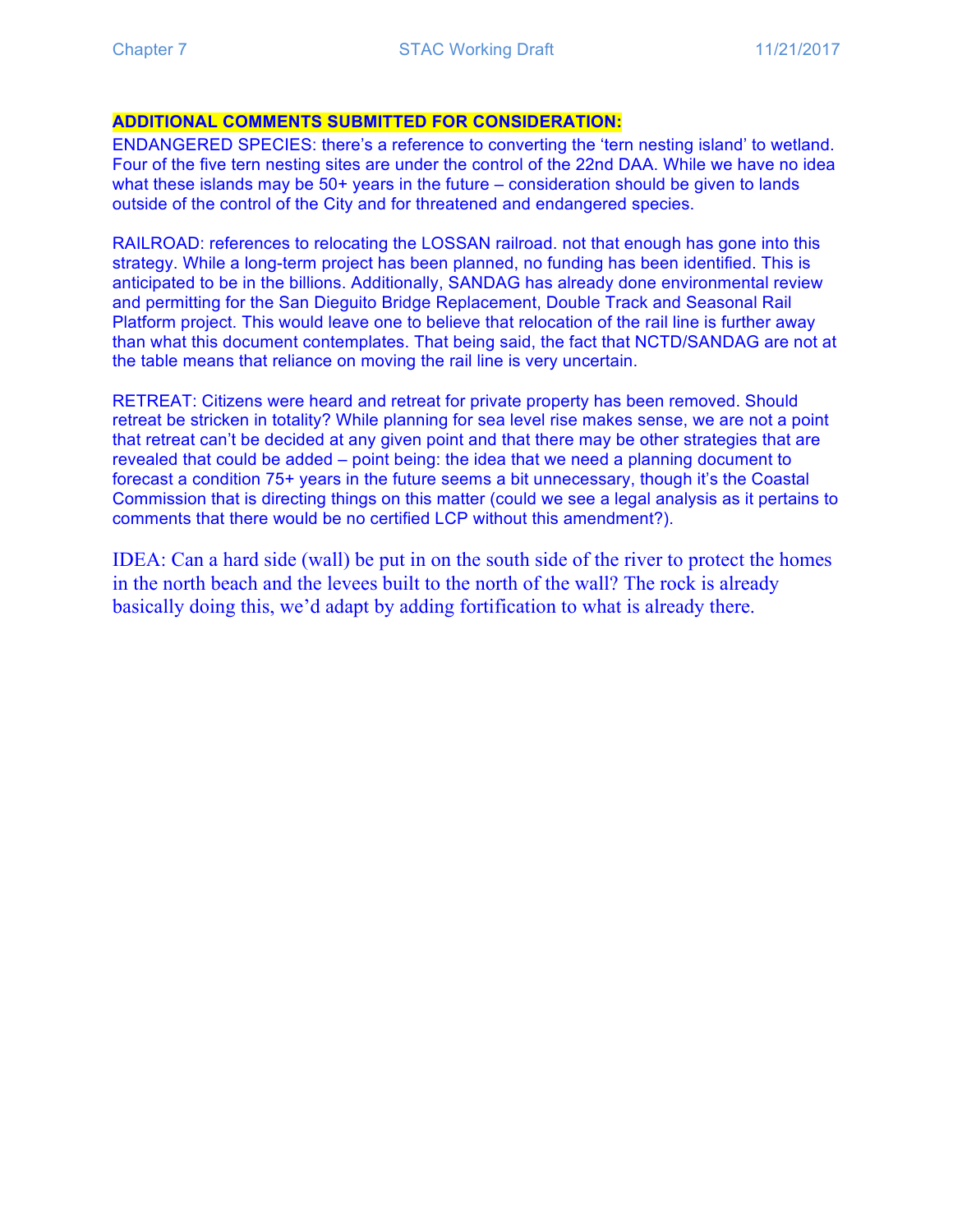**ADDITIONAL COMMENTS SUBMITTED FOR CONSIDERATION:**

ENDANGERED SPECIES: there's a reference to converting the 'tern nesting island' to wetland. Four of the five tern nesting sites are under the control of the 22nd DAA. While we have no idea what these islands may be 50+ years in the future – consideration should be given to lands outside of the control of the City and for threatened and endangered species.

RAILROAD: references to relocating the LOSSAN railroad. not that enough has gone into this strategy. While a long-term project has been planned, no funding has been identified. This is anticipated to be in the billions. Additionally, SANDAG has already done environmental review and permitting for the San Dieguito Bridge Replacement, Double Track and Seasonal Rail Platform project. This would leave one to believe that relocation of the rail line is further away than what this document contemplates. That being said, the fact that NCTD/SANDAG are not at the table means that reliance on moving the rail line is very uncertain.

RETREAT: Citizens were heard and retreat for private property has been removed. Should retreat be stricken in totality? While planning for sea level rise makes sense, we are not a point that retreat can't be decided at any given point and that there may be other strategies that are revealed that could be added – point being: the idea that we need a planning document to forecast a condition 75+ years in the future seems a bit unnecessary, though it's the Coastal Commission that is directing things on this matter (could we see a legal analysis as it pertains to comments that there would be no certified LCP without this amendment?).

IDEA: Can a hard side (wall) be put in on the south side of the river to protect the homes in the north beach and the levees built to the north of the wall? The rock is already basically doing this, we'd adapt by adding fortification to what is already there.